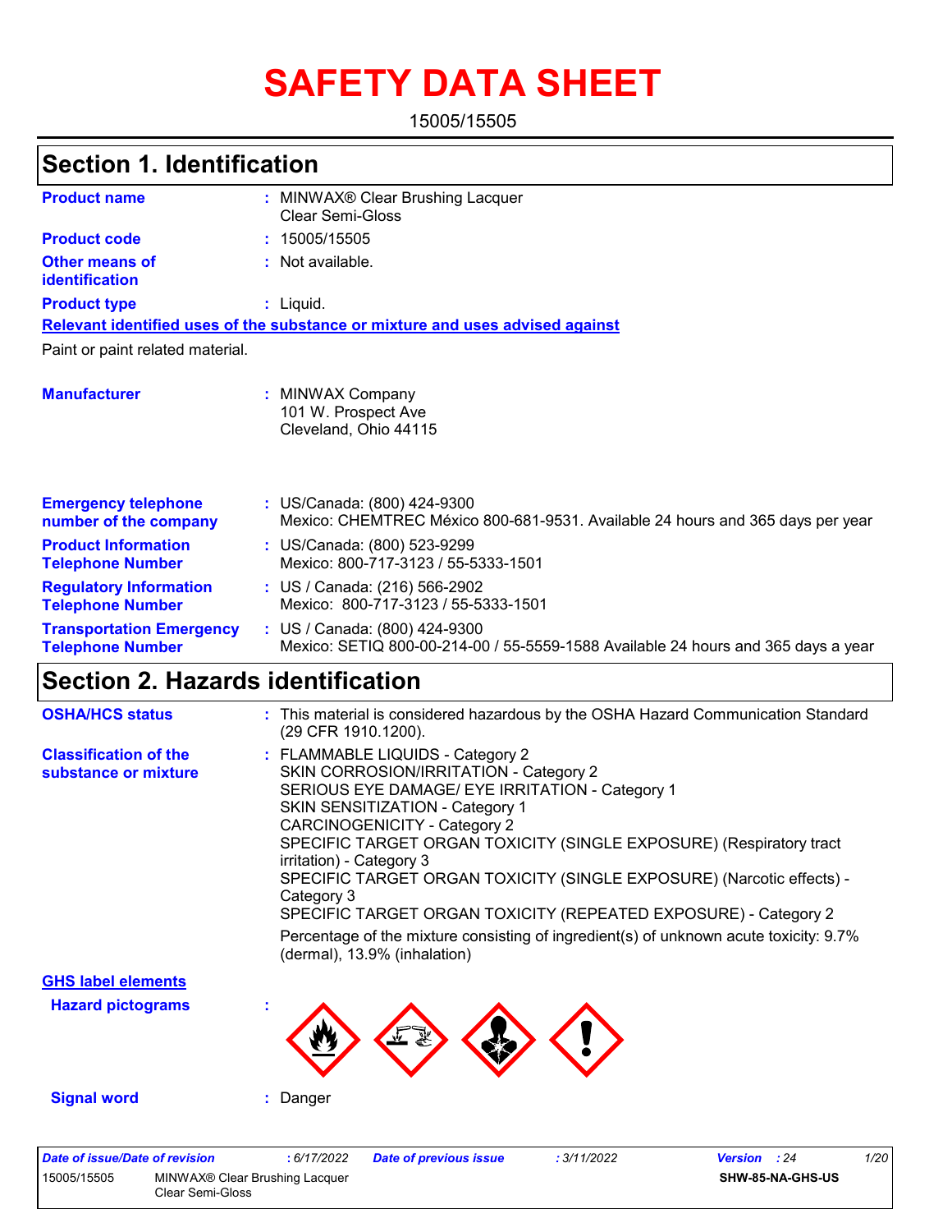# SAFETY DATA SHEET

15005/15505

## Section 1. Identification

| | | |
|---|---|---|
| **Product name** | : | MINWAX® Clear Brushing Lacquer Clear Semi-Gloss |
| **Product code** | : | 15005/15505 |
| **Other means of identification** | : | Not available. |
| **Product type** | : | Liquid. |

**Relevant identified uses of the substance or mixture and uses advised against**

Paint or paint related material.

| | | |
|---|---|---|
| **Manufacturer** | : | MINWAX Company<br>101 W. Prospect Ave<br>Cleveland, Ohio 44115 |
| **Emergency telephone number of the company** | : | US/Canada: (800) 424-9300<br>Mexico: CHEMTREC México 800-681-9531. Available 24 hours and 365 days per year |
| **Product Information Telephone Number** | : | US/Canada: (800) 523-9299<br>Mexico: 800-717-3123 / 55-5333-1501 |
| **Regulatory Information Telephone Number** | : | US / Canada: (216) 566-2902<br>Mexico: 800-717-3123 / 55-5333-1501 |
| **Transportation Emergency Telephone Number** | : | US / Canada: (800) 424-9300<br>Mexico: SETIQ 800-00-214-00 / 55-5559-1588 Available 24 hours and 365 days a year |

## Section 2. Hazards identification

| | | |
|---|---|---|
| **OSHA/HCS status** | : | This material is considered hazardous by the OSHA Hazard Communication Standard (29 CFR 1910.1200). |
| **Classification of the substance or mixture** | : | FLAMMABLE LIQUIDS - Category 2<br>SKIN CORROSION/IRRITATION - Category 2<br>SERIOUS EYE DAMAGE/ EYE IRRITATION - Category 1<br>SKIN SENSITIZATION - Category 1<br>CARCINOGENICITY - Category 2<br>SPECIFIC TARGET ORGAN TOXICITY (SINGLE EXPOSURE) (Respiratory tract irritation) - Category 3<br>SPECIFIC TARGET ORGAN TOXICITY (SINGLE EXPOSURE) (Narcotic effects) - Category 3<br>SPECIFIC TARGET ORGAN TOXICITY (REPEATED EXPOSURE) - Category 2<br>Percentage of the mixture consisting of ingredient(s) of unknown acute toxicity: 9.7% (dermal), 13.9% (inhalation) |

**GHS label elements**

**Hazard pictograms** :

**Signal word** : Danger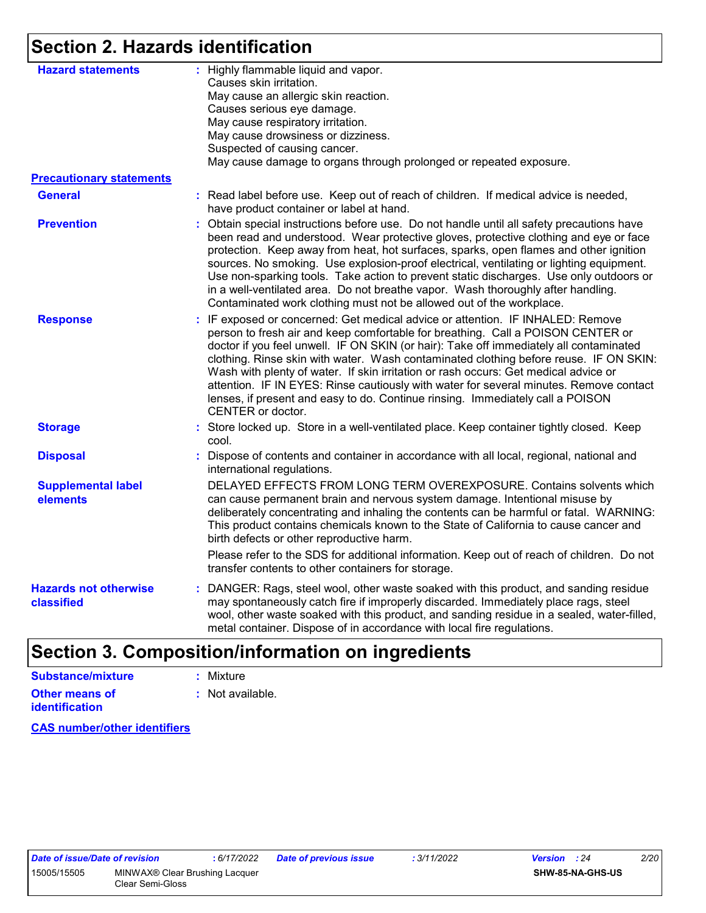## Section 2. Hazards identification

**Hazard statements** : Highly flammable liquid and vapor.
Causes skin irritation.
May cause an allergic skin reaction.
Causes serious eye damage.
May cause respiratory irritation.
May cause drowsiness or dizziness.
Suspected of causing cancer.
May cause damage to organs through prolonged or repeated exposure.

**Precautionary statements**

**General** : Read label before use. Keep out of reach of children. If medical advice is needed, have product container or label at hand.

**Prevention** : Obtain special instructions before use. Do not handle until all safety precautions have been read and understood. Wear protective gloves, protective clothing and eye or face protection. Keep away from heat, hot surfaces, sparks, open flames and other ignition sources. No smoking. Use explosion-proof electrical, ventilating or lighting equipment. Use non-sparking tools. Take action to prevent static discharges. Use only outdoors or in a well-ventilated area. Do not breathe vapor. Wash thoroughly after handling. Contaminated work clothing must not be allowed out of the workplace.

**Response** : IF exposed or concerned: Get medical advice or attention. IF INHALED: Remove person to fresh air and keep comfortable for breathing. Call a POISON CENTER or doctor if you feel unwell. IF ON SKIN (or hair): Take off immediately all contaminated clothing. Rinse skin with water. Wash contaminated clothing before reuse. IF ON SKIN: Wash with plenty of water. If skin irritation or rash occurs: Get medical advice or attention. IF IN EYES: Rinse cautiously with water for several minutes. Remove contact lenses, if present and easy to do. Continue rinsing. Immediately call a POISON CENTER or doctor.

**Storage** : Store locked up. Store in a well-ventilated place. Keep container tightly closed. Keep cool.

**Disposal** : Dispose of contents and container in accordance with all local, regional, national and international regulations.

**Supplemental label elements** DELAYED EFFECTS FROM LONG TERM OVEREXPOSURE. Contains solvents which can cause permanent brain and nervous system damage. Intentional misuse by deliberately concentrating and inhaling the contents can be harmful or fatal. WARNING: This product contains chemicals known to the State of California to cause cancer and birth defects or other reproductive harm.

Please refer to the SDS for additional information. Keep out of reach of children. Do not transfer contents to other containers for storage.

**Hazards not otherwise classified** : DANGER: Rags, steel wool, other waste soaked with this product, and sanding residue may spontaneously catch fire if improperly discarded. Immediately place rags, steel wool, other waste soaked with this product, and sanding residue in a sealed, water-filled, metal container. Dispose of in accordance with local fire regulations.

## Section 3. Composition/information on ingredients

**Substance/mixture** : Mixture

**Other means of identification** : Not available.

**CAS number/other identifiers**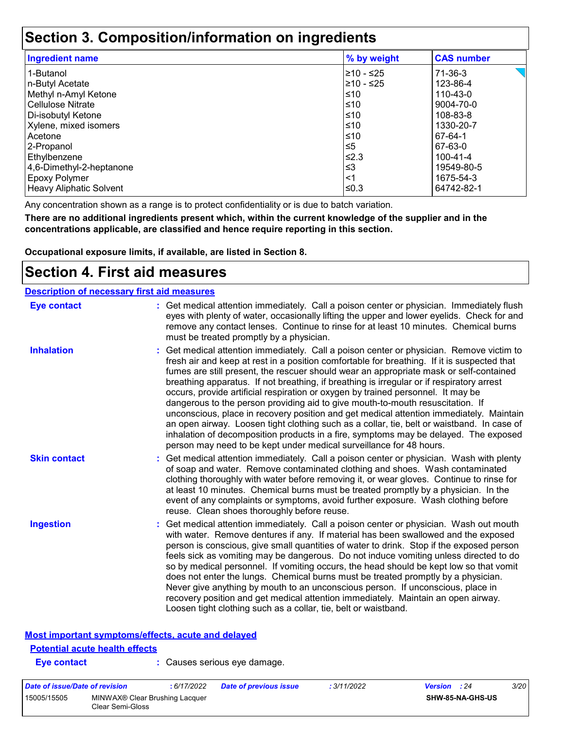# Section 3. Composition/information on ingredients

| Ingredient name | % by weight | CAS number |
|---|---|---|
| 1-Butanol | ≥10 - ≤25 | 71-36-3 |
| n-Butyl Acetate | ≥10 - ≤25 | 123-86-4 |
| Methyl n-Amyl Ketone | ≤10 | 110-43-0 |
| Cellulose Nitrate | ≤10 | 9004-70-0 |
| Di-isobutyl Ketone | ≤10 | 108-83-8 |
| Xylene, mixed isomers | ≤10 | 1330-20-7 |
| Acetone | ≤10 | 67-64-1 |
| 2-Propanol | ≤5 | 67-63-0 |
| Ethylbenzene | ≤2.3 | 100-41-4 |
| 4,6-Dimethyl-2-heptanone | ≤3 | 19549-80-5 |
| Epoxy Polymer | <1 | 1675-54-3 |
| Heavy Aliphatic Solvent | ≤0.3 | 64742-82-1 |

Any concentration shown as a range is to protect confidentiality or is due to batch variation.

**There are no additional ingredients present which, within the current knowledge of the supplier and in the concentrations applicable, are classified and hence require reporting in this section.**

**Occupational exposure limits, if available, are listed in Section 8.**

# Section 4. First aid measures

## Description of necessary first aid measures

**Eye contact** : Get medical attention immediately. Call a poison center or physician. Immediately flush eyes with plenty of water, occasionally lifting the upper and lower eyelids. Check for and remove any contact lenses. Continue to rinse for at least 10 minutes. Chemical burns must be treated promptly by a physician.

**Inhalation** : Get medical attention immediately. Call a poison center or physician. Remove victim to fresh air and keep at rest in a position comfortable for breathing. If it is suspected that fumes are still present, the rescuer should wear an appropriate mask or self-contained breathing apparatus. If not breathing, if breathing is irregular or if respiratory arrest occurs, provide artificial respiration or oxygen by trained personnel. It may be dangerous to the person providing aid to give mouth-to-mouth resuscitation. If unconscious, place in recovery position and get medical attention immediately. Maintain an open airway. Loosen tight clothing such as a collar, tie, belt or waistband. In case of inhalation of decomposition products in a fire, symptoms may be delayed. The exposed person may need to be kept under medical surveillance for 48 hours.

**Skin contact** : Get medical attention immediately. Call a poison center or physician. Wash with plenty of soap and water. Remove contaminated clothing and shoes. Wash contaminated clothing thoroughly with water before removing it, or wear gloves. Continue to rinse for at least 10 minutes. Chemical burns must be treated promptly by a physician. In the event of any complaints or symptoms, avoid further exposure. Wash clothing before reuse. Clean shoes thoroughly before reuse.

**Ingestion** : Get medical attention immediately. Call a poison center or physician. Wash out mouth with water. Remove dentures if any. If material has been swallowed and the exposed person is conscious, give small quantities of water to drink. Stop if the exposed person feels sick as vomiting may be dangerous. Do not induce vomiting unless directed to do so by medical personnel. If vomiting occurs, the head should be kept low so that vomit does not enter the lungs. Chemical burns must be treated promptly by a physician. Never give anything by mouth to an unconscious person. If unconscious, place in recovery position and get medical attention immediately. Maintain an open airway. Loosen tight clothing such as a collar, tie, belt or waistband.

## Most important symptoms/effects, acute and delayed

### Potential acute health effects

**Eye contact** : Causes serious eye damage.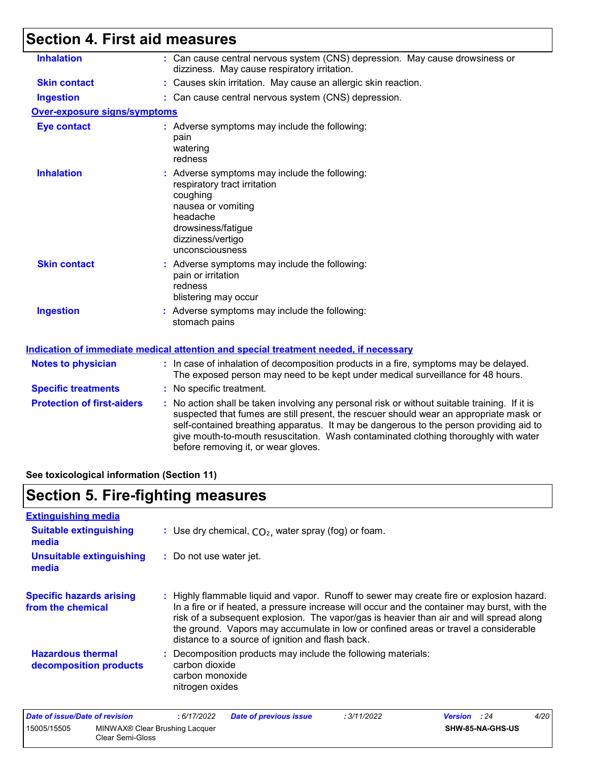## Section 4. First aid measures

**Inhalation** : Can cause central nervous system (CNS) depression. May cause drowsiness or dizziness. May cause respiratory irritation.

**Skin contact** : Causes skin irritation. May cause an allergic skin reaction.

**Ingestion** : Can cause central nervous system (CNS) depression.

**Over-exposure signs/symptoms**

**Eye contact** : Adverse symptoms may include the following:
pain
watering
redness

**Inhalation** : Adverse symptoms may include the following:
respiratory tract irritation
coughing
nausea or vomiting
headache
drowsiness/fatigue
dizziness/vertigo
unconsciousness

**Skin contact** : Adverse symptoms may include the following:
pain or irritation
redness
blistering may occur

**Ingestion** : Adverse symptoms may include the following:
stomach pains

**Indication of immediate medical attention and special treatment needed, if necessary**

**Notes to physician** : In case of inhalation of decomposition products in a fire, symptoms may be delayed. The exposed person may need to be kept under medical surveillance for 48 hours.

**Specific treatments** : No specific treatment.

**Protection of first-aiders** : No action shall be taken involving any personal risk or without suitable training. If it is suspected that fumes are still present, the rescuer should wear an appropriate mask or self-contained breathing apparatus. It may be dangerous to the person providing aid to give mouth-to-mouth resuscitation. Wash contaminated clothing thoroughly with water before removing it, or wear gloves.

**See toxicological information (Section 11)**

## Section 5. Fire-fighting measures

**Extinguishing media**

**Suitable extinguishing media** : Use dry chemical, $CO_2$, water spray (fog) or foam.

**Unsuitable extinguishing media** : Do not use water jet.

**Specific hazards arising from the chemical** : Highly flammable liquid and vapor. Runoff to sewer may create fire or explosion hazard. In a fire or if heated, a pressure increase will occur and the container may burst, with the risk of a subsequent explosion. The vapor/gas is heavier than air and will spread along the ground. Vapors may accumulate in low or confined areas or travel a considerable distance to a source of ignition and flash back.

**Hazardous thermal decomposition products** : Decomposition products may include the following materials:
carbon dioxide
carbon monoxide
nitrogen oxides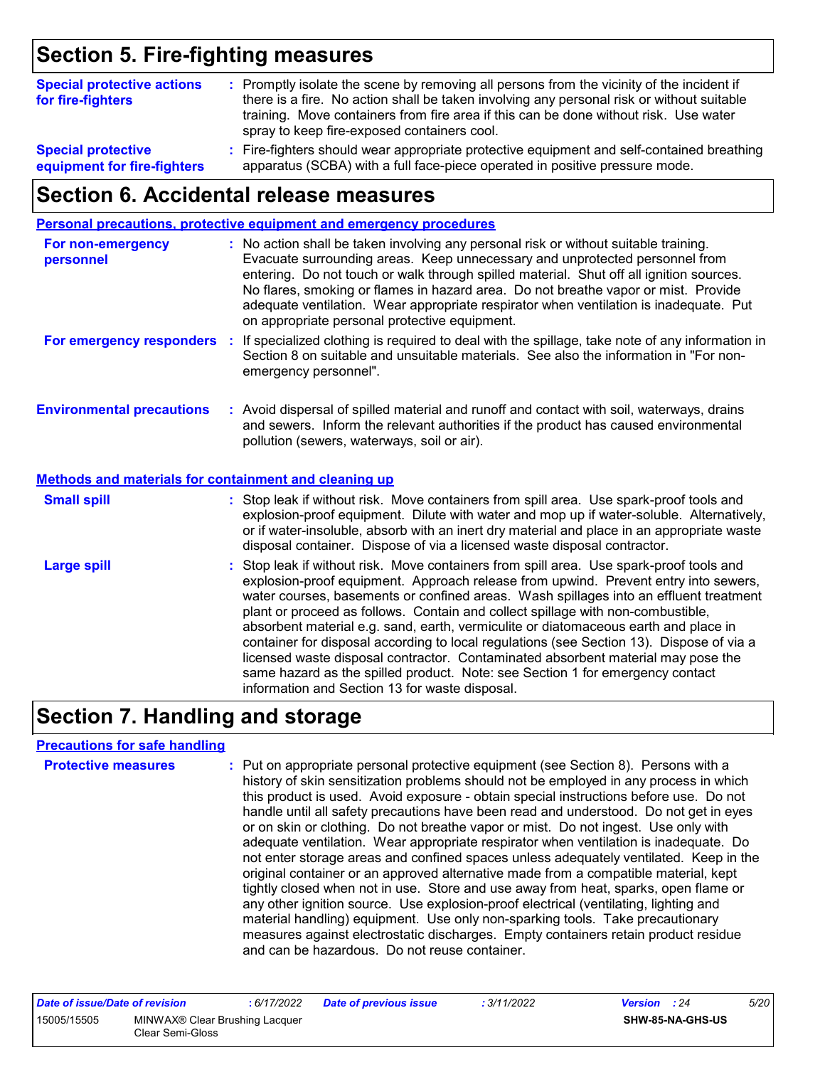## Section 5. Fire-fighting measures

**Special protective actions for fire-fighters** : Promptly isolate the scene by removing all persons from the vicinity of the incident if there is a fire. No action shall be taken involving any personal risk or without suitable training. Move containers from fire area if this can be done without risk. Use water spray to keep fire-exposed containers cool.

**Special protective equipment for fire-fighters** : Fire-fighters should wear appropriate protective equipment and self-contained breathing apparatus (SCBA) with a full face-piece operated in positive pressure mode.

## Section 6. Accidental release measures

### Personal precautions, protective equipment and emergency procedures

**For non-emergency personnel** : No action shall be taken involving any personal risk or without suitable training. Evacuate surrounding areas. Keep unnecessary and unprotected personnel from entering. Do not touch or walk through spilled material. Shut off all ignition sources. No flares, smoking or flames in hazard area. Do not breathe vapor or mist. Provide adequate ventilation. Wear appropriate respirator when ventilation is inadequate. Put on appropriate personal protective equipment.

**For emergency responders** : If specialized clothing is required to deal with the spillage, take note of any information in Section 8 on suitable and unsuitable materials. See also the information in "For non-emergency personnel".

**Environmental precautions** : Avoid dispersal of spilled material and runoff and contact with soil, waterways, drains and sewers. Inform the relevant authorities if the product has caused environmental pollution (sewers, waterways, soil or air).

### Methods and materials for containment and cleaning up

**Small spill** : Stop leak if without risk. Move containers from spill area. Use spark-proof tools and explosion-proof equipment. Dilute with water and mop up if water-soluble. Alternatively, or if water-insoluble, absorb with an inert dry material and place in an appropriate waste disposal container. Dispose of via a licensed waste disposal contractor.

**Large spill** : Stop leak if without risk. Move containers from spill area. Use spark-proof tools and explosion-proof equipment. Approach release from upwind. Prevent entry into sewers, water courses, basements or confined areas. Wash spillages into an effluent treatment plant or proceed as follows. Contain and collect spillage with non-combustible, absorbent material e.g. sand, earth, vermiculite or diatomaceous earth and place in container for disposal according to local regulations (see Section 13). Dispose of via a licensed waste disposal contractor. Contaminated absorbent material may pose the same hazard as the spilled product. Note: see Section 1 for emergency contact information and Section 13 for waste disposal.

## Section 7. Handling and storage

### Precautions for safe handling

**Protective measures** : Put on appropriate personal protective equipment (see Section 8). Persons with a history of skin sensitization problems should not be employed in any process in which this product is used. Avoid exposure - obtain special instructions before use. Do not handle until all safety precautions have been read and understood. Do not get in eyes or on skin or clothing. Do not breathe vapor or mist. Do not ingest. Use only with adequate ventilation. Wear appropriate respirator when ventilation is inadequate. Do not enter storage areas and confined spaces unless adequately ventilated. Keep in the original container or an approved alternative made from a compatible material, kept tightly closed when not in use. Store and use away from heat, sparks, open flame or any other ignition source. Use explosion-proof electrical (ventilating, lighting and material handling) equipment. Use only non-sparking tools. Take precautionary measures against electrostatic discharges. Empty containers retain product residue and can be hazardous. Do not reuse container.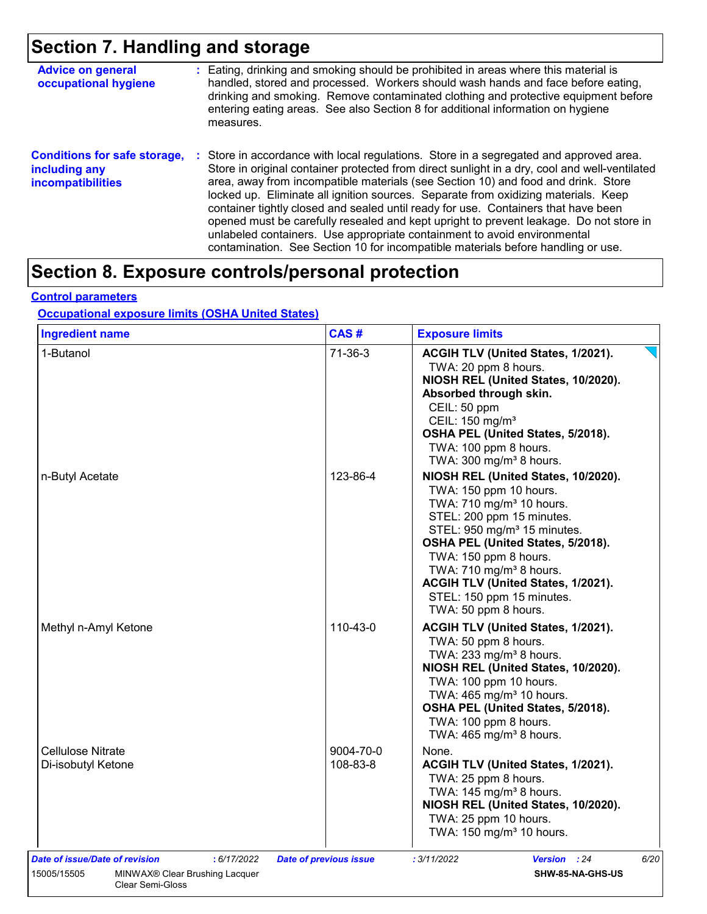# Section 7. Handling and storage

**Advice on general occupational hygiene** : Eating, drinking and smoking should be prohibited in areas where this material is handled, stored and processed. Workers should wash hands and face before eating, drinking and smoking. Remove contaminated clothing and protective equipment before entering eating areas. See also Section 8 for additional information on hygiene measures.

**Conditions for safe storage, including any incompatibilities** : Store in accordance with local regulations. Store in a segregated and approved area. Store in original container protected from direct sunlight in a dry, cool and well-ventilated area, away from incompatible materials (see Section 10) and food and drink. Store locked up. Eliminate all ignition sources. Separate from oxidizing materials. Keep container tightly closed and sealed until ready for use. Containers that have been opened must be carefully resealed and kept upright to prevent leakage. Do not store in unlabeled containers. Use appropriate containment to avoid environmental contamination. See Section 10 for incompatible materials before handling or use.

# Section 8. Exposure controls/personal protection

## Control parameters

### Occupational exposure limits (OSHA United States)

| Ingredient name | CAS # | Exposure limits |
|---|---|---|
| 1-Butanol | 71-36-3 | **ACGIH TLV (United States, 1/2021).**<br>TWA: 20 ppm 8 hours.<br>**NIOSH REL (United States, 10/2020).**<br>**Absorbed through skin.**<br>CEIL: 50 ppm<br>CEIL: 150 mg/m³<br>**OSHA PEL (United States, 5/2018).**<br>TWA: 100 ppm 8 hours.<br>TWA: 300 mg/m³ 8 hours. |
| n-Butyl Acetate | 123-86-4 | **NIOSH REL (United States, 10/2020).**<br>TWA: 150 ppm 10 hours.<br>TWA: 710 mg/m³ 10 hours.<br>STEL: 200 ppm 15 minutes.<br>STEL: 950 mg/m³ 15 minutes.<br>**OSHA PEL (United States, 5/2018).**<br>TWA: 150 ppm 8 hours.<br>TWA: 710 mg/m³ 8 hours.<br>**ACGIH TLV (United States, 1/2021).**<br>STEL: 150 ppm 15 minutes.<br>TWA: 50 ppm 8 hours. |
| Methyl n-Amyl Ketone | 110-43-0 | **ACGIH TLV (United States, 1/2021).**<br>TWA: 50 ppm 8 hours.<br>TWA: 233 mg/m³ 8 hours.<br>**NIOSH REL (United States, 10/2020).**<br>TWA: 100 ppm 10 hours.<br>TWA: 465 mg/m³ 10 hours.<br>**OSHA PEL (United States, 5/2018).**<br>TWA: 100 ppm 8 hours.<br>TWA: 465 mg/m³ 8 hours. |
| Cellulose Nitrate | 9004-70-0 | None. |
| Di-isobutyl Ketone | 108-83-8 | **ACGIH TLV (United States, 1/2021).**<br>TWA: 25 ppm 8 hours.<br>TWA: 145 mg/m³ 8 hours.<br>**NIOSH REL (United States, 10/2020).**<br>TWA: 25 ppm 10 hours.<br>TWA: 150 mg/m³ 10 hours. |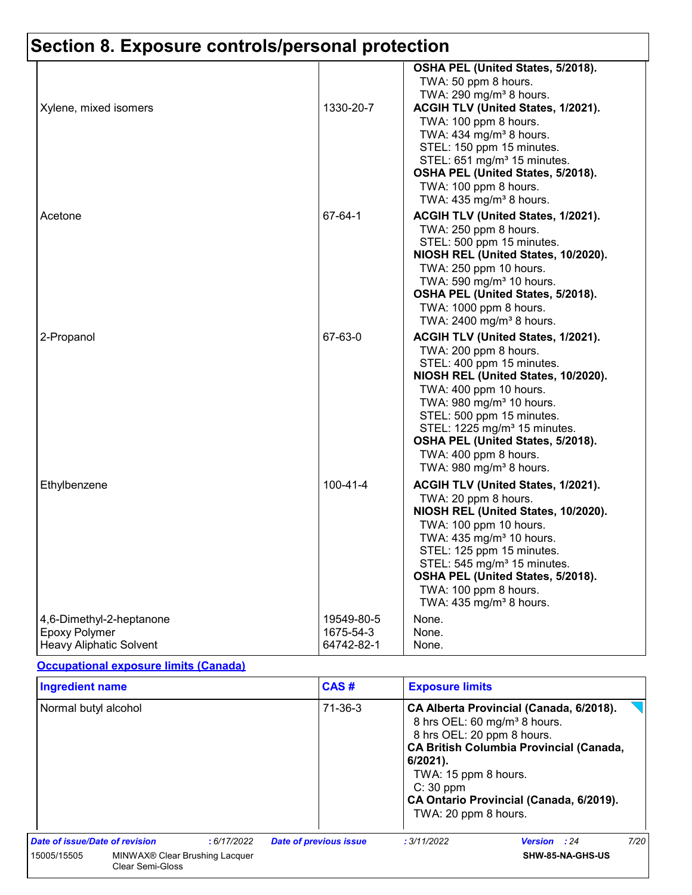## Section 8. Exposure controls/personal protection

| | | |
|---|---|---|
| Xylene, mixed isomers | 1330-20-7 | **OSHA PEL (United States, 5/2018).**<br>TWA: 50 ppm 8 hours.<br>TWA: 290 mg/m³ 8 hours.<br>**ACGIH TLV (United States, 1/2021).**<br>TWA: 100 ppm 8 hours.<br>TWA: 434 mg/m³ 8 hours.<br>STEL: 150 ppm 15 minutes.<br>STEL: 651 mg/m³ 15 minutes.<br>**OSHA PEL (United States, 5/2018).**<br>TWA: 100 ppm 8 hours.<br>TWA: 435 mg/m³ 8 hours. |
| Acetone | 67-64-1 | **ACGIH TLV (United States, 1/2021).**<br>TWA: 250 ppm 8 hours.<br>STEL: 500 ppm 15 minutes.<br>**NIOSH REL (United States, 10/2020).**<br>TWA: 250 ppm 10 hours.<br>TWA: 590 mg/m³ 10 hours.<br>**OSHA PEL (United States, 5/2018).**<br>TWA: 1000 ppm 8 hours.<br>TWA: 2400 mg/m³ 8 hours. |
| 2-Propanol | 67-63-0 | **ACGIH TLV (United States, 1/2021).**<br>TWA: 200 ppm 8 hours.<br>STEL: 400 ppm 15 minutes.<br>**NIOSH REL (United States, 10/2020).**<br>TWA: 400 ppm 10 hours.<br>TWA: 980 mg/m³ 10 hours.<br>STEL: 500 ppm 15 minutes.<br>STEL: 1225 mg/m³ 15 minutes.<br>**OSHA PEL (United States, 5/2018).**<br>TWA: 400 ppm 8 hours.<br>TWA: 980 mg/m³ 8 hours. |
| Ethylbenzene | 100-41-4 | **ACGIH TLV (United States, 1/2021).**<br>TWA: 20 ppm 8 hours.<br>**NIOSH REL (United States, 10/2020).**<br>TWA: 100 ppm 10 hours.<br>TWA: 435 mg/m³ 10 hours.<br>STEL: 125 ppm 15 minutes.<br>STEL: 545 mg/m³ 15 minutes.<br>**OSHA PEL (United States, 5/2018).**<br>TWA: 100 ppm 8 hours.<br>TWA: 435 mg/m³ 8 hours. |
| 4,6-Dimethyl-2-heptanone | 19549-80-5 | None. |
| Epoxy Polymer | 1675-54-3 | None. |
| Heavy Aliphatic Solvent | 64742-82-1 | None. |

**Occupational exposure limits (Canada)**

| Ingredient name | CAS # | Exposure limits |
|---|---|---|
| Normal butyl alcohol | 71-36-3 | **CA Alberta Provincial (Canada, 6/2018).**<br>8 hrs OEL: 60 mg/m³ 8 hours.<br>8 hrs OEL: 20 ppm 8 hours.<br>**CA British Columbia Provincial (Canada, 6/2021).**<br>TWA: 15 ppm 8 hours.<br>C: 30 ppm<br>**CA Ontario Provincial (Canada, 6/2019).**<br>TWA: 20 ppm 8 hours. |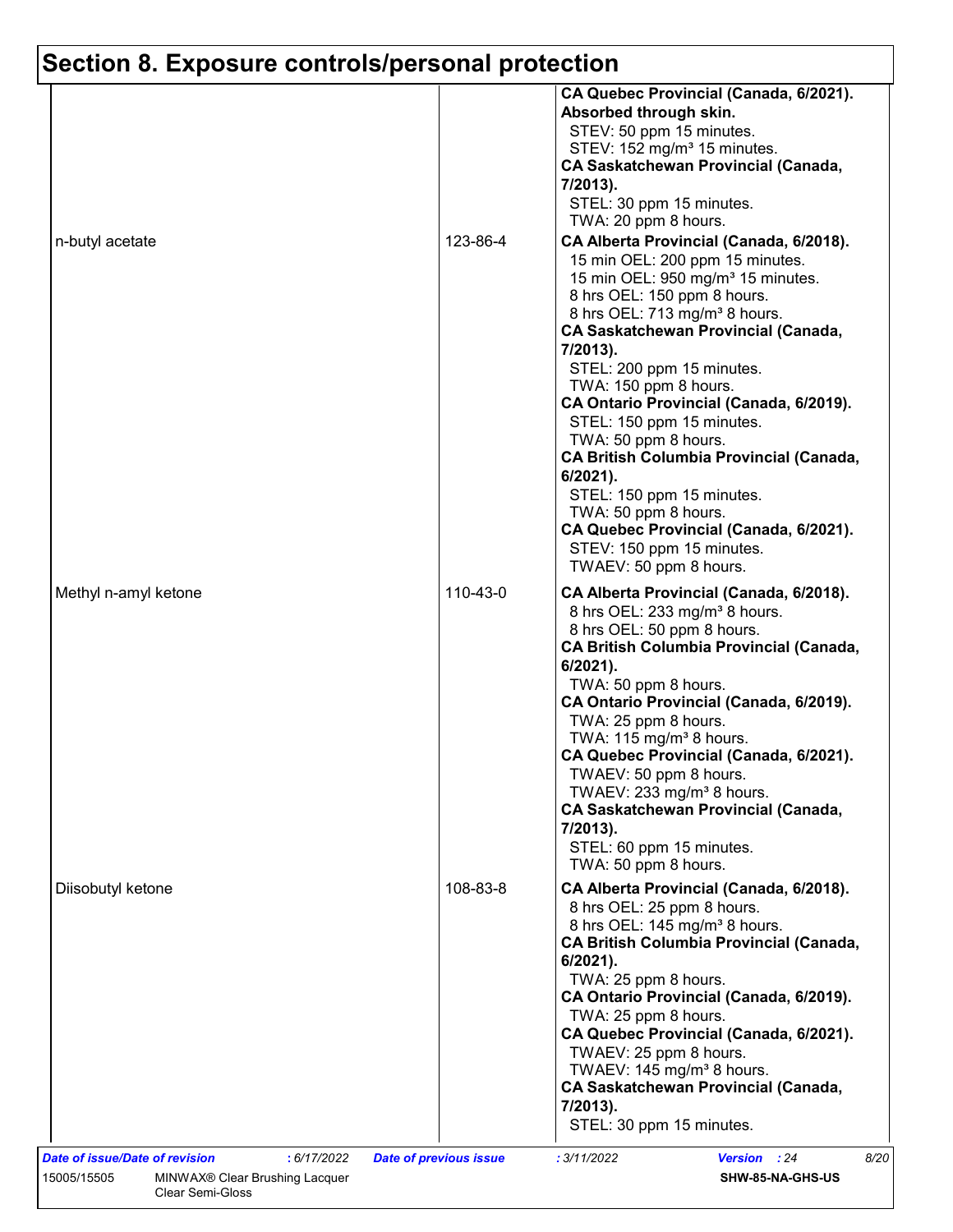## Section 8. Exposure controls/personal protection

| | | |
|---|---|---|
| | | **CA Quebec Provincial (Canada, 6/2021). Absorbed through skin.**<br>STEV: 50 ppm 15 minutes.<br>STEV: 152 mg/m³ 15 minutes.<br>**CA Saskatchewan Provincial (Canada, 7/2013).**<br>STEL: 30 ppm 15 minutes.<br>TWA: 20 ppm 8 hours. |
| n-butyl acetate | 123-86-4 | **CA Alberta Provincial (Canada, 6/2018).**<br>15 min OEL: 200 ppm 15 minutes.<br>15 min OEL: 950 mg/m³ 15 minutes.<br>8 hrs OEL: 150 ppm 8 hours.<br>8 hrs OEL: 713 mg/m³ 8 hours.<br>**CA Saskatchewan Provincial (Canada, 7/2013).**<br>STEL: 200 ppm 15 minutes.<br>TWA: 150 ppm 8 hours.<br>**CA Ontario Provincial (Canada, 6/2019).**<br>STEL: 150 ppm 15 minutes.<br>TWA: 50 ppm 8 hours.<br>**CA British Columbia Provincial (Canada, 6/2021).**<br>STEL: 150 ppm 15 minutes.<br>TWA: 50 ppm 8 hours.<br>**CA Quebec Provincial (Canada, 6/2021).**<br>STEV: 150 ppm 15 minutes.<br>TWAEV: 50 ppm 8 hours. |
| Methyl n-amyl ketone | 110-43-0 | **CA Alberta Provincial (Canada, 6/2018).**<br>8 hrs OEL: 233 mg/m³ 8 hours.<br>8 hrs OEL: 50 ppm 8 hours.<br>**CA British Columbia Provincial (Canada, 6/2021).**<br>TWA: 50 ppm 8 hours.<br>**CA Ontario Provincial (Canada, 6/2019).**<br>TWA: 25 ppm 8 hours.<br>TWA: 115 mg/m³ 8 hours.<br>**CA Quebec Provincial (Canada, 6/2021).**<br>TWAEV: 50 ppm 8 hours.<br>TWAEV: 233 mg/m³ 8 hours.<br>**CA Saskatchewan Provincial (Canada, 7/2013).**<br>STEL: 60 ppm 15 minutes.<br>TWA: 50 ppm 8 hours. |
| Diisobutyl ketone | 108-83-8 | **CA Alberta Provincial (Canada, 6/2018).**<br>8 hrs OEL: 25 ppm 8 hours.<br>8 hrs OEL: 145 mg/m³ 8 hours.<br>**CA British Columbia Provincial (Canada, 6/2021).**<br>TWA: 25 ppm 8 hours.<br>**CA Ontario Provincial (Canada, 6/2019).**<br>TWA: 25 ppm 8 hours.<br>**CA Quebec Provincial (Canada, 6/2021).**<br>TWAEV: 25 ppm 8 hours.<br>TWAEV: 145 mg/m³ 8 hours.<br>**CA Saskatchewan Provincial (Canada, 7/2013).**<br>STEL: 30 ppm 15 minutes. |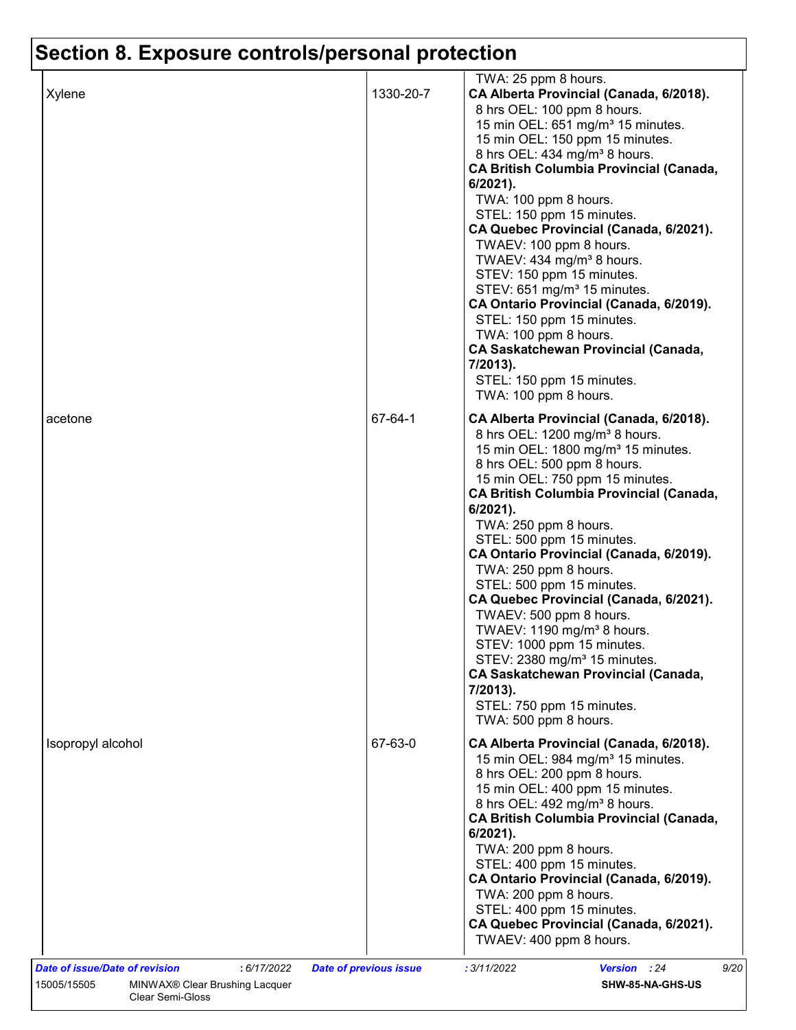## Section 8. Exposure controls/personal protection

| | | |
|---|---|---|
| | | TWA: 25 ppm 8 hours. |
| Xylene | 1330-20-7 | **CA Alberta Provincial (Canada, 6/2018).**<br>8 hrs OEL: 100 ppm 8 hours.<br>15 min OEL: 651 mg/m³ 15 minutes.<br>15 min OEL: 150 ppm 15 minutes.<br>8 hrs OEL: 434 mg/m³ 8 hours.<br>**CA British Columbia Provincial (Canada, 6/2021).**<br>TWA: 100 ppm 8 hours.<br>STEL: 150 ppm 15 minutes.<br>**CA Quebec Provincial (Canada, 6/2021).**<br>TWAEV: 100 ppm 8 hours.<br>TWAEV: 434 mg/m³ 8 hours.<br>STEV: 150 ppm 15 minutes.<br>STEV: 651 mg/m³ 15 minutes.<br>**CA Ontario Provincial (Canada, 6/2019).**<br>STEL: 150 ppm 15 minutes.<br>TWA: 100 ppm 8 hours.<br>**CA Saskatchewan Provincial (Canada, 7/2013).**<br>STEL: 150 ppm 15 minutes.<br>TWA: 100 ppm 8 hours. |
| acetone | 67-64-1 | **CA Alberta Provincial (Canada, 6/2018).**<br>8 hrs OEL: 1200 mg/m³ 8 hours.<br>15 min OEL: 1800 mg/m³ 15 minutes.<br>8 hrs OEL: 500 ppm 8 hours.<br>15 min OEL: 750 ppm 15 minutes.<br>**CA British Columbia Provincial (Canada, 6/2021).**<br>TWA: 250 ppm 8 hours.<br>STEL: 500 ppm 15 minutes.<br>**CA Ontario Provincial (Canada, 6/2019).**<br>TWA: 250 ppm 8 hours.<br>STEL: 500 ppm 15 minutes.<br>**CA Quebec Provincial (Canada, 6/2021).**<br>TWAEV: 500 ppm 8 hours.<br>TWAEV: 1190 mg/m³ 8 hours.<br>STEV: 1000 ppm 15 minutes.<br>STEV: 2380 mg/m³ 15 minutes.<br>**CA Saskatchewan Provincial (Canada, 7/2013).**<br>STEL: 750 ppm 15 minutes.<br>TWA: 500 ppm 8 hours. |
| Isopropyl alcohol | 67-63-0 | **CA Alberta Provincial (Canada, 6/2018).**<br>15 min OEL: 984 mg/m³ 15 minutes.<br>8 hrs OEL: 200 ppm 8 hours.<br>15 min OEL: 400 ppm 15 minutes.<br>8 hrs OEL: 492 mg/m³ 8 hours.<br>**CA British Columbia Provincial (Canada, 6/2021).**<br>TWA: 200 ppm 8 hours.<br>STEL: 400 ppm 15 minutes.<br>**CA Ontario Provincial (Canada, 6/2019).**<br>TWA: 200 ppm 8 hours.<br>STEL: 400 ppm 15 minutes.<br>**CA Quebec Provincial (Canada, 6/2021).**<br>TWAEV: 400 ppm 8 hours. |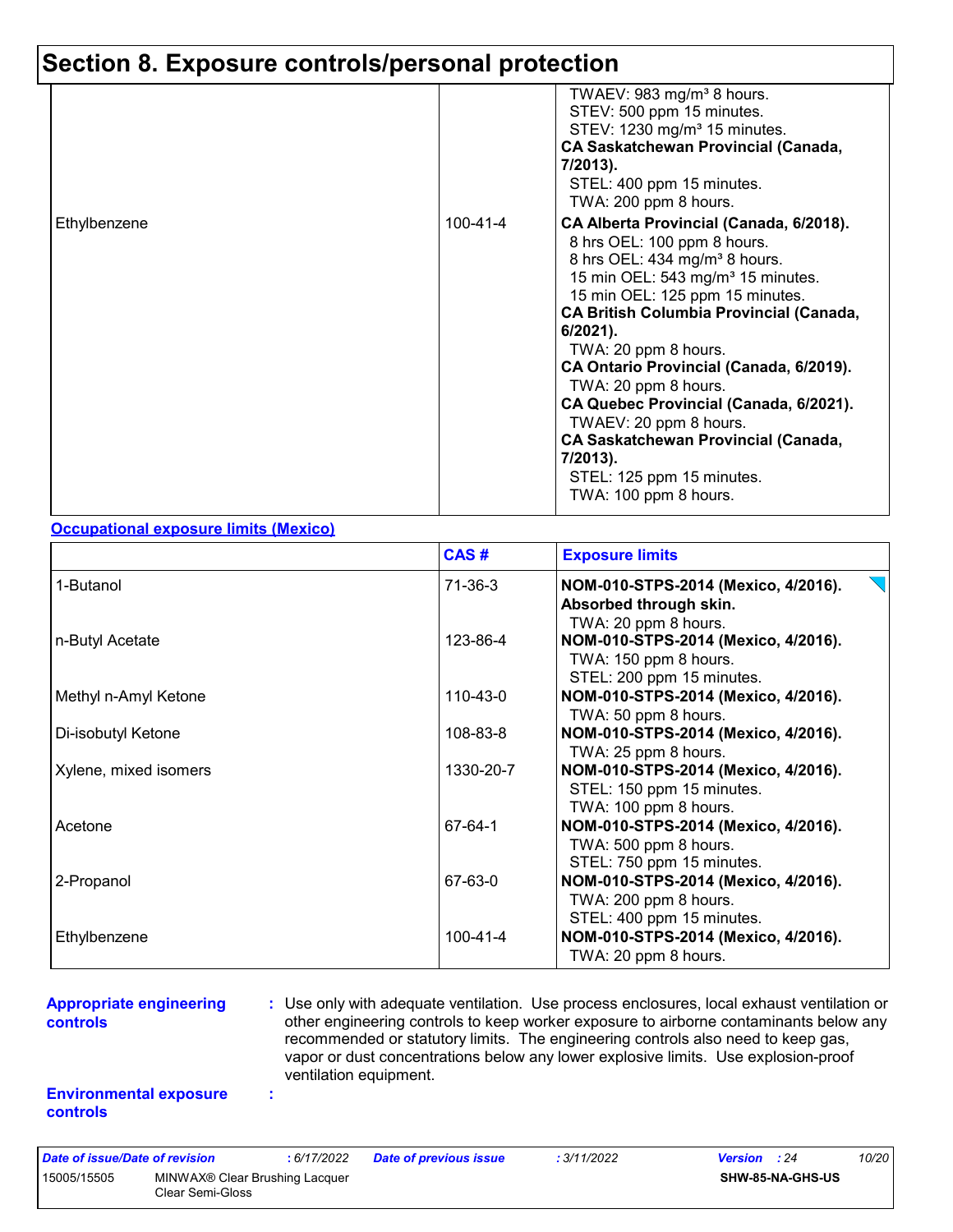# Section 8. Exposure controls/personal protection

| | | |
|---|---|---|
| | | TWAEV: 983 mg/m³ 8 hours.<br>STEV: 500 ppm 15 minutes.<br>STEV: 1230 mg/m³ 15 minutes.<br>**CA Saskatchewan Provincial (Canada, 7/2013).**<br>STEL: 400 ppm 15 minutes.<br>TWA: 200 ppm 8 hours. |
| Ethylbenzene | 100-41-4 | **CA Alberta Provincial (Canada, 6/2018).**<br>8 hrs OEL: 100 ppm 8 hours.<br>8 hrs OEL: 434 mg/m³ 8 hours.<br>15 min OEL: 543 mg/m³ 15 minutes.<br>15 min OEL: 125 ppm 15 minutes.<br>**CA British Columbia Provincial (Canada, 6/2021).**<br>TWA: 20 ppm 8 hours.<br>**CA Ontario Provincial (Canada, 6/2019).**<br>TWA: 20 ppm 8 hours.<br>**CA Quebec Provincial (Canada, 6/2021).**<br>TWAEV: 20 ppm 8 hours.<br>**CA Saskatchewan Provincial (Canada, 7/2013).**<br>STEL: 125 ppm 15 minutes.<br>TWA: 100 ppm 8 hours. |

**Occupational exposure limits (Mexico)**

| | CAS # | Exposure limits |
|---|---|---|
| 1-Butanol | 71-36-3 | **NOM-010-STPS-2014 (Mexico, 4/2016). Absorbed through skin.**<br>TWA: 20 ppm 8 hours. |
| n-Butyl Acetate | 123-86-4 | **NOM-010-STPS-2014 (Mexico, 4/2016).**<br>TWA: 150 ppm 8 hours.<br>STEL: 200 ppm 15 minutes. |
| Methyl n-Amyl Ketone | 110-43-0 | **NOM-010-STPS-2014 (Mexico, 4/2016).**<br>TWA: 50 ppm 8 hours. |
| Di-isobutyl Ketone | 108-83-8 | **NOM-010-STPS-2014 (Mexico, 4/2016).**<br>TWA: 25 ppm 8 hours. |
| Xylene, mixed isomers | 1330-20-7 | **NOM-010-STPS-2014 (Mexico, 4/2016).**<br>STEL: 150 ppm 15 minutes.<br>TWA: 100 ppm 8 hours. |
| Acetone | 67-64-1 | **NOM-010-STPS-2014 (Mexico, 4/2016).**<br>TWA: 500 ppm 8 hours.<br>STEL: 750 ppm 15 minutes. |
| 2-Propanol | 67-63-0 | **NOM-010-STPS-2014 (Mexico, 4/2016).**<br>TWA: 200 ppm 8 hours.<br>STEL: 400 ppm 15 minutes. |
| Ethylbenzene | 100-41-4 | **NOM-010-STPS-2014 (Mexico, 4/2016).**<br>TWA: 20 ppm 8 hours. |

**Appropriate engineering controls** : Use only with adequate ventilation. Use process enclosures, local exhaust ventilation or other engineering controls to keep worker exposure to airborne contaminants below any recommended or statutory limits. The engineering controls also need to keep gas, vapor or dust concentrations below any lower explosive limits. Use explosion-proof ventilation equipment.

**Environmental exposure controls** :

| | | | | | |
|---|---|---|---|---|---|
| *Date of issue/Date of revision* | : 6/17/2022 | *Date of previous issue* | : 3/11/2022 | *Version* | : 24 |
| 15005/15505 | MINWAX® Clear Brushing Lacquer Clear Semi-Gloss | | | SHW-85-NA-GHS-US | |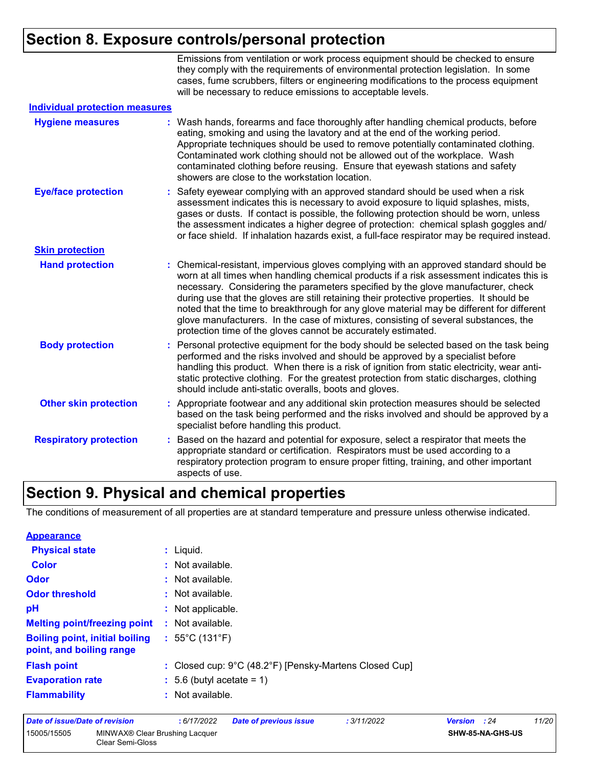## Section 8. Exposure controls/personal protection

Emissions from ventilation or work process equipment should be checked to ensure they comply with the requirements of environmental protection legislation. In some cases, fume scrubbers, filters or engineering modifications to the process equipment will be necessary to reduce emissions to acceptable levels.

### Individual protection measures

**Hygiene measures** : Wash hands, forearms and face thoroughly after handling chemical products, before eating, smoking and using the lavatory and at the end of the working period. Appropriate techniques should be used to remove potentially contaminated clothing. Contaminated work clothing should not be allowed out of the workplace. Wash contaminated clothing before reusing. Ensure that eyewash stations and safety showers are close to the workstation location.

**Eye/face protection** : Safety eyewear complying with an approved standard should be used when a risk assessment indicates this is necessary to avoid exposure to liquid splashes, mists, gases or dusts. If contact is possible, the following protection should be worn, unless the assessment indicates a higher degree of protection: chemical splash goggles and/or face shield. If inhalation hazards exist, a full-face respirator may be required instead.

#### Skin protection

**Hand protection** : Chemical-resistant, impervious gloves complying with an approved standard should be worn at all times when handling chemical products if a risk assessment indicates this is necessary. Considering the parameters specified by the glove manufacturer, check during use that the gloves are still retaining their protective properties. It should be noted that the time to breakthrough for any glove material may be different for different glove manufacturers. In the case of mixtures, consisting of several substances, the protection time of the gloves cannot be accurately estimated.

**Body protection** : Personal protective equipment for the body should be selected based on the task being performed and the risks involved and should be approved by a specialist before handling this product. When there is a risk of ignition from static electricity, wear anti-static protective clothing. For the greatest protection from static discharges, clothing should include anti-static overalls, boots and gloves.

**Other skin protection** : Appropriate footwear and any additional skin protection measures should be selected based on the task being performed and the risks involved and should be approved by a specialist before handling this product.

**Respiratory protection** : Based on the hazard and potential for exposure, select a respirator that meets the appropriate standard or certification. Respirators must be used according to a respiratory protection program to ensure proper fitting, training, and other important aspects of use.

## Section 9. Physical and chemical properties

The conditions of measurement of all properties are at standard temperature and pressure unless otherwise indicated.

### Appearance

**Physical state** : Liquid.

**Color** : Not available.

**Odor** : Not available.

**Odor threshold** : Not available.

**pH** : Not applicable.

**Melting point/freezing point** : Not available.

**Boiling point, initial boiling point, and boiling range** : 55°C (131°F)

**Flash point** : Closed cup: 9°C (48.2°F) [Pensky-Martens Closed Cup]

**Evaporation rate** : 5.6 (butyl acetate = 1)

**Flammability** : Not available.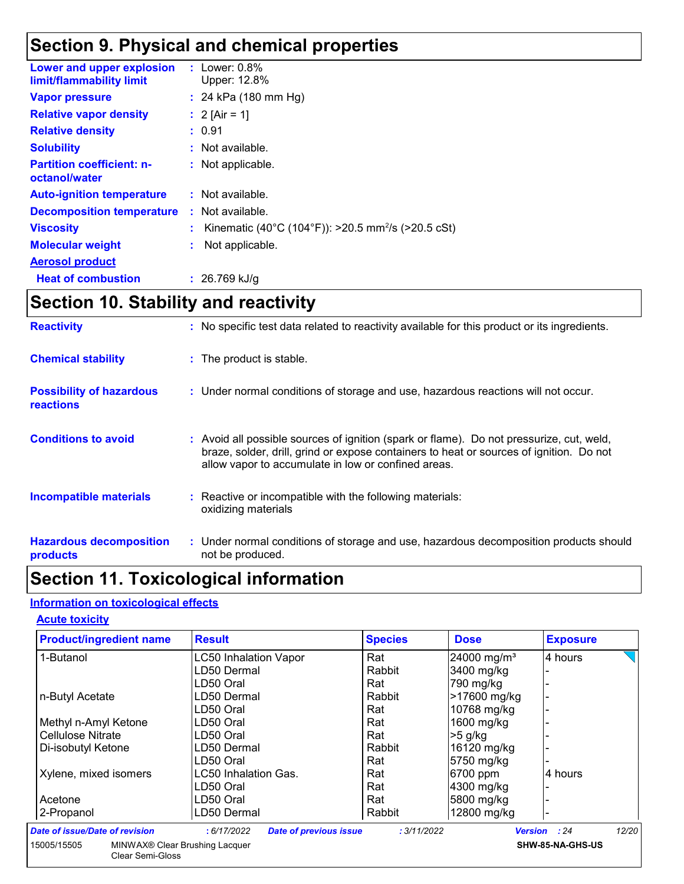## Section 9. Physical and chemical properties

| | |
|---|---|
| **Lower and upper explosion limit/flammability limit** | : Lower: 0.8%<br>Upper: 12.8% |
| **Vapor pressure** | : 24 kPa (180 mm Hg) |
| **Relative vapor density** | : 2 [Air = 1] |
| **Relative density** | : 0.91 |
| **Solubility** | : Not available. |
| **Partition coefficient: n-octanol/water** | : Not applicable. |
| **Auto-ignition temperature** | : Not available. |
| **Decomposition temperature** | : Not available. |
| **Viscosity** | : Kinematic (40°C (104°F)): >20.5 $mm^2/s$ (>20.5 cSt) |
| **Molecular weight** | : Not applicable. |

**Aerosol product**

| | |
|---|---|
| **Heat of combustion** | : 26.769 kJ/g |

## Section 10. Stability and reactivity

| | |
|---|---|
| **Reactivity** | : No specific test data related to reactivity available for this product or its ingredients. |
| **Chemical stability** | : The product is stable. |
| **Possibility of hazardous reactions** | : Under normal conditions of storage and use, hazardous reactions will not occur. |
| **Conditions to avoid** | : Avoid all possible sources of ignition (spark or flame). Do not pressurize, cut, weld, braze, solder, drill, grind or expose containers to heat or sources of ignition. Do not allow vapor to accumulate in low or confined areas. |
| **Incompatible materials** | : Reactive or incompatible with the following materials:<br>oxidizing materials |
| **Hazardous decomposition products** | : Under normal conditions of storage and use, hazardous decomposition products should not be produced. |

## Section 11. Toxicological information

**Information on toxicological effects**

**Acute toxicity**

| Product/ingredient name | Result | Species | Dose | Exposure |
|---|---|---|---|---|
| 1-Butanol | LC50 Inhalation Vapor | Rat | 24000 mg/m³ | 4 hours |
| | LD50 Dermal | Rabbit | 3400 mg/kg | - |
| | LD50 Oral | Rat | 790 mg/kg | - |
| n-Butyl Acetate | LD50 Dermal | Rabbit | >17600 mg/kg | - |
| | LD50 Oral | Rat | 10768 mg/kg | - |
| Methyl n-Amyl Ketone | LD50 Oral | Rat | 1600 mg/kg | - |
| Cellulose Nitrate | LD50 Oral | Rat | >5 g/kg | - |
| Di-isobutyl Ketone | LD50 Dermal | Rabbit | 16120 mg/kg | - |
| | LD50 Oral | Rat | 5750 mg/kg | - |
| Xylene, mixed isomers | LC50 Inhalation Gas. | Rat | 6700 ppm | 4 hours |
| | LD50 Oral | Rat | 4300 mg/kg | - |
| Acetone | LD50 Oral | Rat | 5800 mg/kg | - |
| 2-Propanol | LD50 Dermal | Rabbit | 12800 mg/kg | - |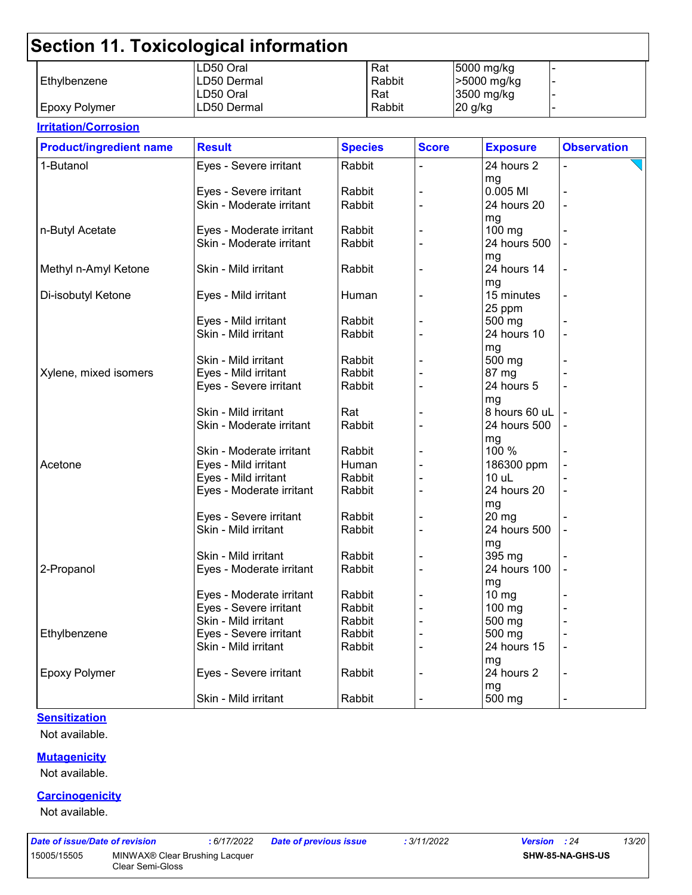# Section 11. Toxicological information

| | | | | |
|---|---|---|---|---|
| | LD50 Oral | Rat | 5000 mg/kg | - |
| Ethylbenzene | LD50 Dermal | Rabbit | >5000 mg/kg | - |
| | LD50 Oral | Rat | 3500 mg/kg | - |
| Epoxy Polymer | LD50 Dermal | Rabbit | 20 g/kg | - |

**Irritation/Corrosion**

| Product/ingredient name | Result | Species | Score | Exposure | Observation |
|---|---|---|---|---|---|
| 1-Butanol | Eyes - Severe irritant | Rabbit | - | 24 hours 2 mg | - |
| | Eyes - Severe irritant | Rabbit | - | 0.005 Ml | - |
| | Skin - Moderate irritant | Rabbit | - | 24 hours 20 mg | - |
| n-Butyl Acetate | Eyes - Moderate irritant | Rabbit | - | 100 mg | - |
| | Skin - Moderate irritant | Rabbit | - | 24 hours 500 mg | - |
| Methyl n-Amyl Ketone | Skin - Mild irritant | Rabbit | - | 24 hours 14 mg | - |
| Di-isobutyl Ketone | Eyes - Mild irritant | Human | - | 15 minutes 25 ppm | - |
| | Eyes - Mild irritant | Rabbit | - | 500 mg | - |
| | Skin - Mild irritant | Rabbit | - | 24 hours 10 mg | - |
| | Skin - Mild irritant | Rabbit | - | 500 mg | - |
| Xylene, mixed isomers | Eyes - Mild irritant | Rabbit | - | 87 mg | - |
| | Eyes - Severe irritant | Rabbit | - | 24 hours 5 mg | - |
| | Skin - Mild irritant | Rat | - | 8 hours 60 uL | - |
| | Skin - Moderate irritant | Rabbit | - | 24 hours 500 mg | - |
| | Skin - Moderate irritant | Rabbit | - | 100 % | - |
| Acetone | Eyes - Mild irritant | Human | - | 186300 ppm | - |
| | Eyes - Mild irritant | Rabbit | - | 10 uL | - |
| | Eyes - Moderate irritant | Rabbit | - | 24 hours 20 mg | - |
| | Eyes - Severe irritant | Rabbit | - | 20 mg | - |
| | Skin - Mild irritant | Rabbit | - | 24 hours 500 mg | - |
| | Skin - Mild irritant | Rabbit | - | 395 mg | - |
| 2-Propanol | Eyes - Moderate irritant | Rabbit | - | 24 hours 100 mg | - |
| | Eyes - Moderate irritant | Rabbit | - | 10 mg | - |
| | Eyes - Severe irritant | Rabbit | - | 100 mg | - |
| | Skin - Mild irritant | Rabbit | - | 500 mg | - |
| Ethylbenzene | Eyes - Severe irritant | Rabbit | - | 500 mg | - |
| | Skin - Mild irritant | Rabbit | - | 24 hours 15 mg | - |
| Epoxy Polymer | Eyes - Severe irritant | Rabbit | - | 24 hours 2 mg | - |
| | Skin - Mild irritant | Rabbit | - | 500 mg | - |

**Sensitization**

Not available.

**Mutagenicity**

Not available.

**Carcinogenicity**

Not available.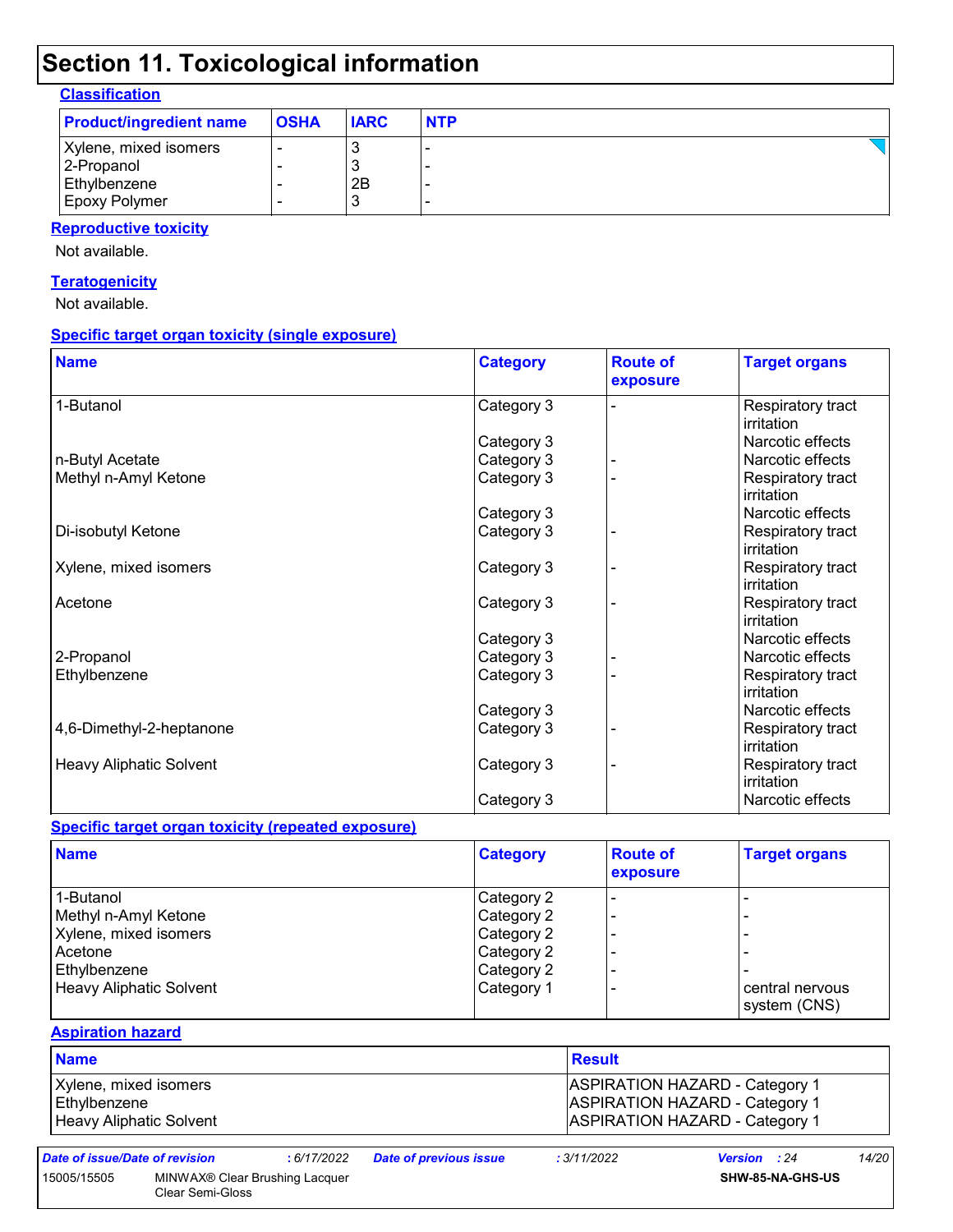# Section 11. Toxicological information

### Classification

| Product/ingredient name | OSHA | IARC | NTP |
|---|---|---|---|
| Xylene, mixed isomers | - | 3 | - |
| 2-Propanol | - | 3 | - |
| Ethylbenzene | - | 2B | - |
| Epoxy Polymer | - | 3 | - |

### Reproductive toxicity

Not available.

### Teratogenicity

Not available.

### Specific target organ toxicity (single exposure)

| Name | Category | Route of exposure | Target organs |
|---|---|---|---|
| 1-Butanol | Category 3 | - | Respiratory tract irritation |
| | Category 3 | | Narcotic effects |
| n-Butyl Acetate | Category 3 | - | Narcotic effects |
| Methyl n-Amyl Ketone | Category 3 | - | Respiratory tract irritation |
| | Category 3 | | Narcotic effects |
| Di-isobutyl Ketone | Category 3 | - | Respiratory tract irritation |
| Xylene, mixed isomers | Category 3 | - | Respiratory tract irritation |
| Acetone | Category 3 | - | Respiratory tract irritation |
| | Category 3 | | Narcotic effects |
| 2-Propanol | Category 3 | - | Narcotic effects |
| Ethylbenzene | Category 3 | - | Respiratory tract irritation |
| | Category 3 | | Narcotic effects |
| 4,6-Dimethyl-2-heptanone | Category 3 | - | Respiratory tract irritation |
| Heavy Aliphatic Solvent | Category 3 | - | Respiratory tract irritation |
| | Category 3 | | Narcotic effects |

### Specific target organ toxicity (repeated exposure)

| Name | Category | Route of exposure | Target organs |
|---|---|---|---|
| 1-Butanol | Category 2 | - | - |
| Methyl n-Amyl Ketone | Category 2 | - | - |
| Xylene, mixed isomers | Category 2 | - | - |
| Acetone | Category 2 | - | - |
| Ethylbenzene | Category 2 | - | - |
| Heavy Aliphatic Solvent | Category 1 | - | central nervous system (CNS) |

### Aspiration hazard

| Name | Result |
|---|---|
| Xylene, mixed isomers | ASPIRATION HAZARD - Category 1 |
| Ethylbenzene | ASPIRATION HAZARD - Category 1 |
| Heavy Aliphatic Solvent | ASPIRATION HAZARD - Category 1 |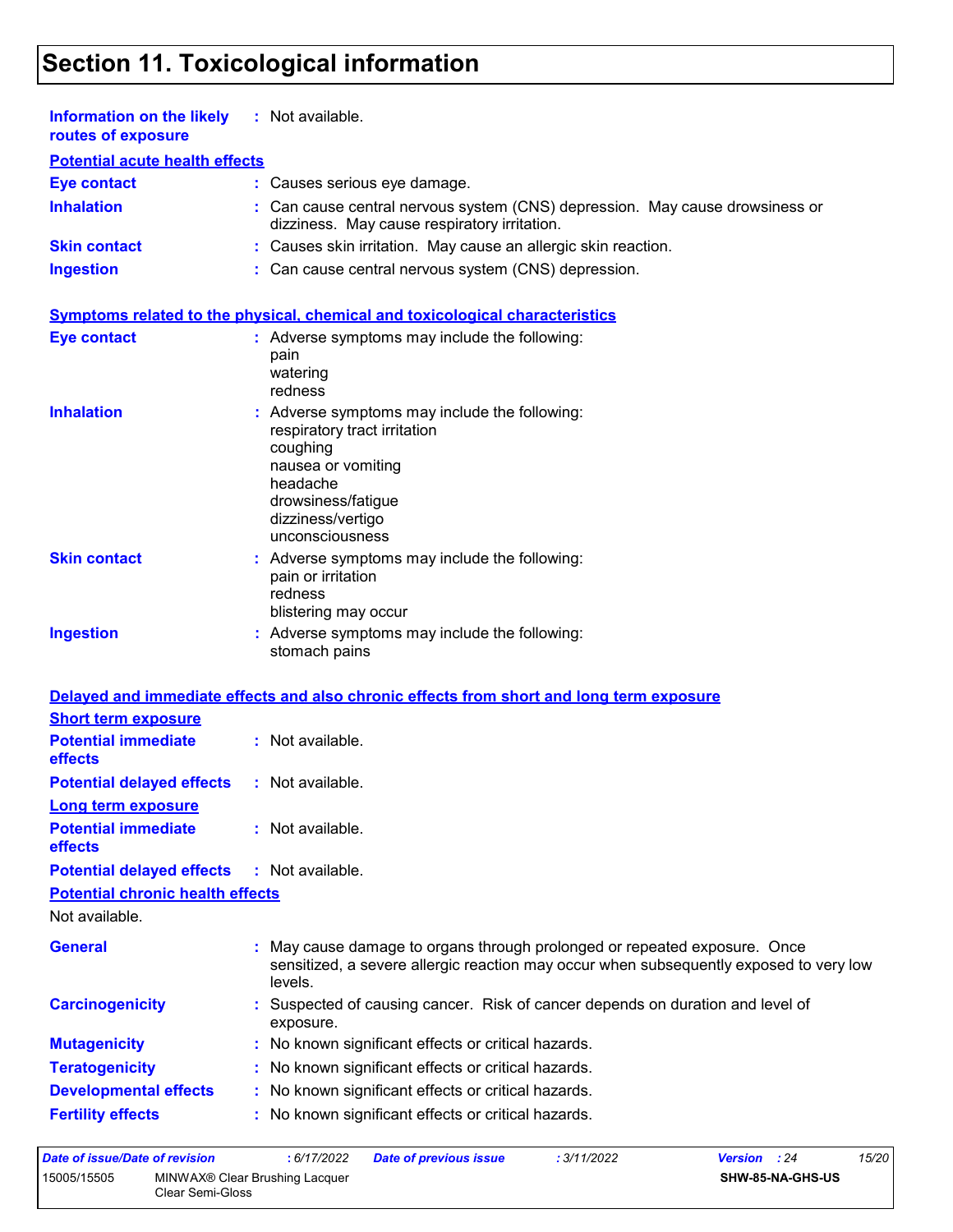# Section 11. Toxicological information

**Information on the likely routes of exposure** : Not available.

**Potential acute health effects**

| | |
|---|---|
| **Eye contact** | : Causes serious eye damage. |
| **Inhalation** | : Can cause central nervous system (CNS) depression. May cause drowsiness or dizziness. May cause respiratory irritation. |
| **Skin contact** | : Causes skin irritation. May cause an allergic skin reaction. |
| **Ingestion** | : Can cause central nervous system (CNS) depression. |

**Symptoms related to the physical, chemical and toxicological characteristics**

**Eye contact** : Adverse symptoms may include the following:
pain
watering
redness

**Inhalation** : Adverse symptoms may include the following:
respiratory tract irritation
coughing
nausea or vomiting
headache
drowsiness/fatigue
dizziness/vertigo
unconsciousness

**Skin contact** : Adverse symptoms may include the following:
pain or irritation
redness
blistering may occur

**Ingestion** : Adverse symptoms may include the following:
stomach pains

**Delayed and immediate effects and also chronic effects from short and long term exposure**

**Short term exposure**

| | |
|---|---|
| **Potential immediate effects** | : Not available. |
| **Potential delayed effects** | : Not available. |

**Long term exposure**

| | |
|---|---|
| **Potential immediate effects** | : Not available. |
| **Potential delayed effects** | : Not available. |

**Potential chronic health effects**

Not available.

| | |
|---|---|
| **General** | : May cause damage to organs through prolonged or repeated exposure. Once sensitized, a severe allergic reaction may occur when subsequently exposed to very low levels. |
| **Carcinogenicity** | : Suspected of causing cancer. Risk of cancer depends on duration and level of exposure. |
| **Mutagenicity** | : No known significant effects or critical hazards. |
| **Teratogenicity** | : No known significant effects or critical hazards. |
| **Developmental effects** | : No known significant effects or critical hazards. |
| **Fertility effects** | : No known significant effects or critical hazards. |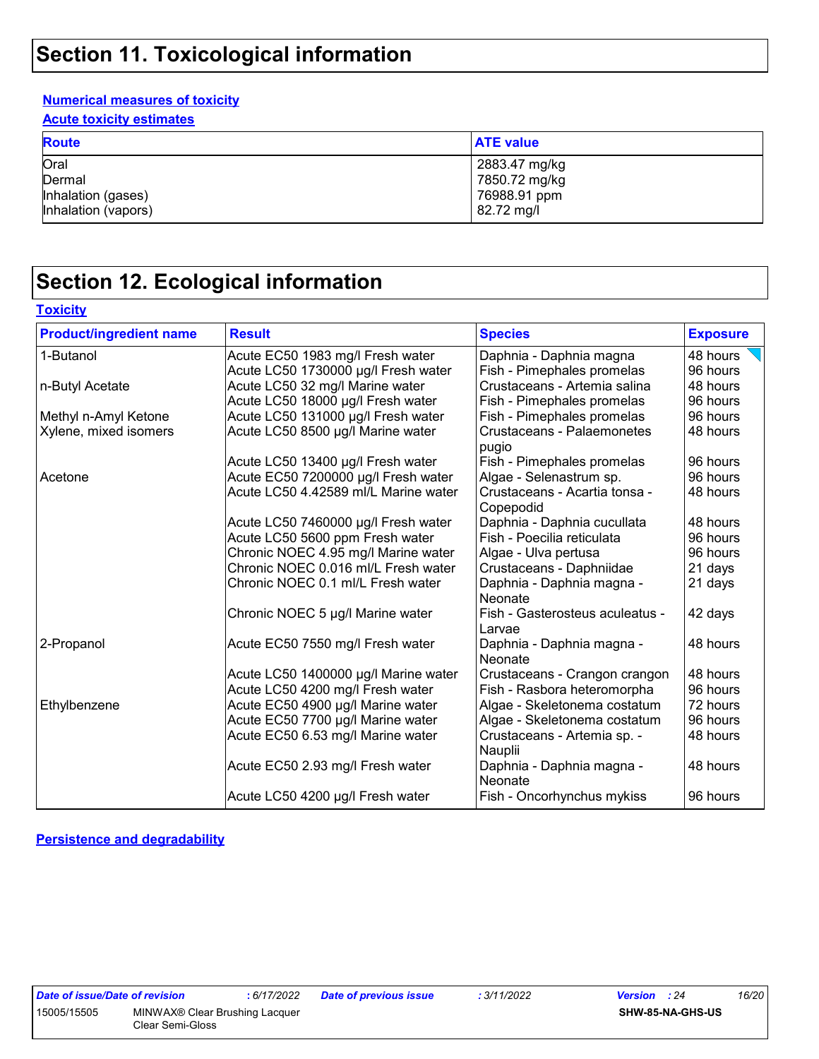# Section 11. Toxicological information

### Numerical measures of toxicity

### Acute toxicity estimates

| Route | ATE value |
|---|---|
| Oral | 2883.47 mg/kg |
| Dermal | 7850.72 mg/kg |
| Inhalation (gases) | 76988.91 ppm |
| Inhalation (vapors) | 82.72 mg/l |

# Section 12. Ecological information

### Toxicity

| Product/ingredient name | Result | Species | Exposure |
|---|---|---|---|
| 1-Butanol | Acute EC50 1983 mg/l Fresh water | Daphnia - Daphnia magna | 48 hours |
| | Acute LC50 1730000 µg/l Fresh water | Fish - Pimephales promelas | 96 hours |
| n-Butyl Acetate | Acute LC50 32 mg/l Marine water | Crustaceans - Artemia salina | 48 hours |
| | Acute LC50 18000 µg/l Fresh water | Fish - Pimephales promelas | 96 hours |
| Methyl n-Amyl Ketone | Acute LC50 131000 µg/l Fresh water | Fish - Pimephales promelas | 96 hours |
| Xylene, mixed isomers | Acute LC50 8500 µg/l Marine water | Crustaceans - Palaemonetes pugio | 48 hours |
| | Acute LC50 13400 µg/l Fresh water | Fish - Pimephales promelas | 96 hours |
| Acetone | Acute EC50 7200000 µg/l Fresh water | Algae - Selenastrum sp. | 96 hours |
| | Acute LC50 4.42589 ml/L Marine water | Crustaceans - Acartia tonsa - Copepodid | 48 hours |
| | Acute LC50 7460000 µg/l Fresh water | Daphnia - Daphnia cucullata | 48 hours |
| | Acute LC50 5600 ppm Fresh water | Fish - Poecilia reticulata | 96 hours |
| | Chronic NOEC 4.95 mg/l Marine water | Algae - Ulva pertusa | 96 hours |
| | Chronic NOEC 0.016 ml/L Fresh water | Crustaceans - Daphniidae | 21 days |
| | Chronic NOEC 0.1 ml/L Fresh water | Daphnia - Daphnia magna - Neonate | 21 days |
| | Chronic NOEC 5 µg/l Marine water | Fish - Gasterosteus aculeatus - Larvae | 42 days |
| 2-Propanol | Acute EC50 7550 mg/l Fresh water | Daphnia - Daphnia magna - Neonate | 48 hours |
| | Acute LC50 1400000 µg/l Marine water | Crustaceans - Crangon crangon | 48 hours |
| | Acute LC50 4200 mg/l Fresh water | Fish - Rasbora heteromorpha | 96 hours |
| Ethylbenzene | Acute EC50 4900 µg/l Marine water | Algae - Skeletonema costatum | 72 hours |
| | Acute EC50 7700 µg/l Marine water | Algae - Skeletonema costatum | 96 hours |
| | Acute EC50 6.53 mg/l Marine water | Crustaceans - Artemia sp. - Nauplii | 48 hours |
| | Acute EC50 2.93 mg/l Fresh water | Daphnia - Daphnia magna - Neonate | 48 hours |
| | Acute LC50 4200 µg/l Fresh water | Fish - Oncorhynchus mykiss | 96 hours |

### Persistence and degradability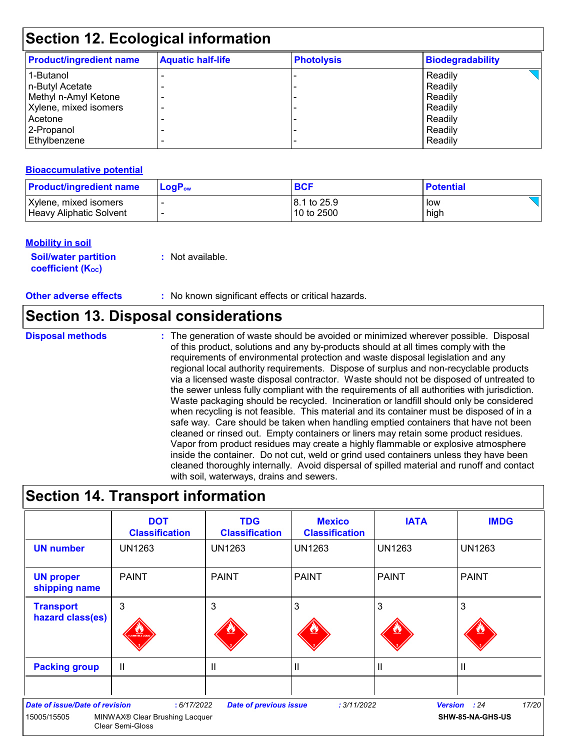## Section 12. Ecological information

| Product/ingredient name | Aquatic half-life | Photolysis | Biodegradability |
|---|---|---|---|
| 1-Butanol | - | - | Readily |
| n-Butyl Acetate | - | - | Readily |
| Methyl n-Amyl Ketone | - | - | Readily |
| Xylene, mixed isomers | - | - | Readily |
| Acetone | - | - | Readily |
| 2-Propanol | - | - | Readily |
| Ethylbenzene | - | - | Readily |

### Bioaccumulative potential

| Product/ingredient name | $LogP_{ow}$ | BCF | Potential |
|---|---|---|---|
| Xylene, mixed isomers | - | 8.1 to 25.9 | low |
| Heavy Aliphatic Solvent | - | 10 to 2500 | high |

### Mobility in soil

**Soil/water partition coefficient ($K_{OC}$)** : Not available.

**Other adverse effects** : No known significant effects or critical hazards.

## Section 13. Disposal considerations

**Disposal methods** : The generation of waste should be avoided or minimized wherever possible. Disposal of this product, solutions and any by-products should at all times comply with the requirements of environmental protection and waste disposal legislation and any regional local authority requirements. Dispose of surplus and non-recyclable products via a licensed waste disposal contractor. Waste should not be disposed of untreated to the sewer unless fully compliant with the requirements of all authorities with jurisdiction. Waste packaging should be recycled. Incineration or landfill should only be considered when recycling is not feasible. This material and its container must be disposed of in a safe way. Care should be taken when handling emptied containers that have not been cleaned or rinsed out. Empty containers or liners may retain some product residues. Vapor from product residues may create a highly flammable or explosive atmosphere inside the container. Do not cut, weld or grind used containers unless they have been cleaned thoroughly internally. Avoid dispersal of spilled material and runoff and contact with soil, waterways, drains and sewers.

## Section 14. Transport information

| | DOT Classification | TDG Classification | Mexico Classification | IATA | IMDG |
|---|---|---|---|---|---|
| UN number | UN1263 | UN1263 | UN1263 | UN1263 | UN1263 |
| UN proper shipping name | PAINT | PAINT | PAINT | PAINT | PAINT |
| Transport hazard class(es) | 3 | 3 | 3 | 3 | 3 |
| Packing group | II | II | II | II | II |
| | | | | | |

*Date of issue/Date of revision* : 6/17/2022 *Date of previous issue* : 3/11/2022 *Version* : 24

15005/15505 MINWAX® Clear Brushing Lacquer Clear Semi-Gloss SHW-85-NA-GHS-US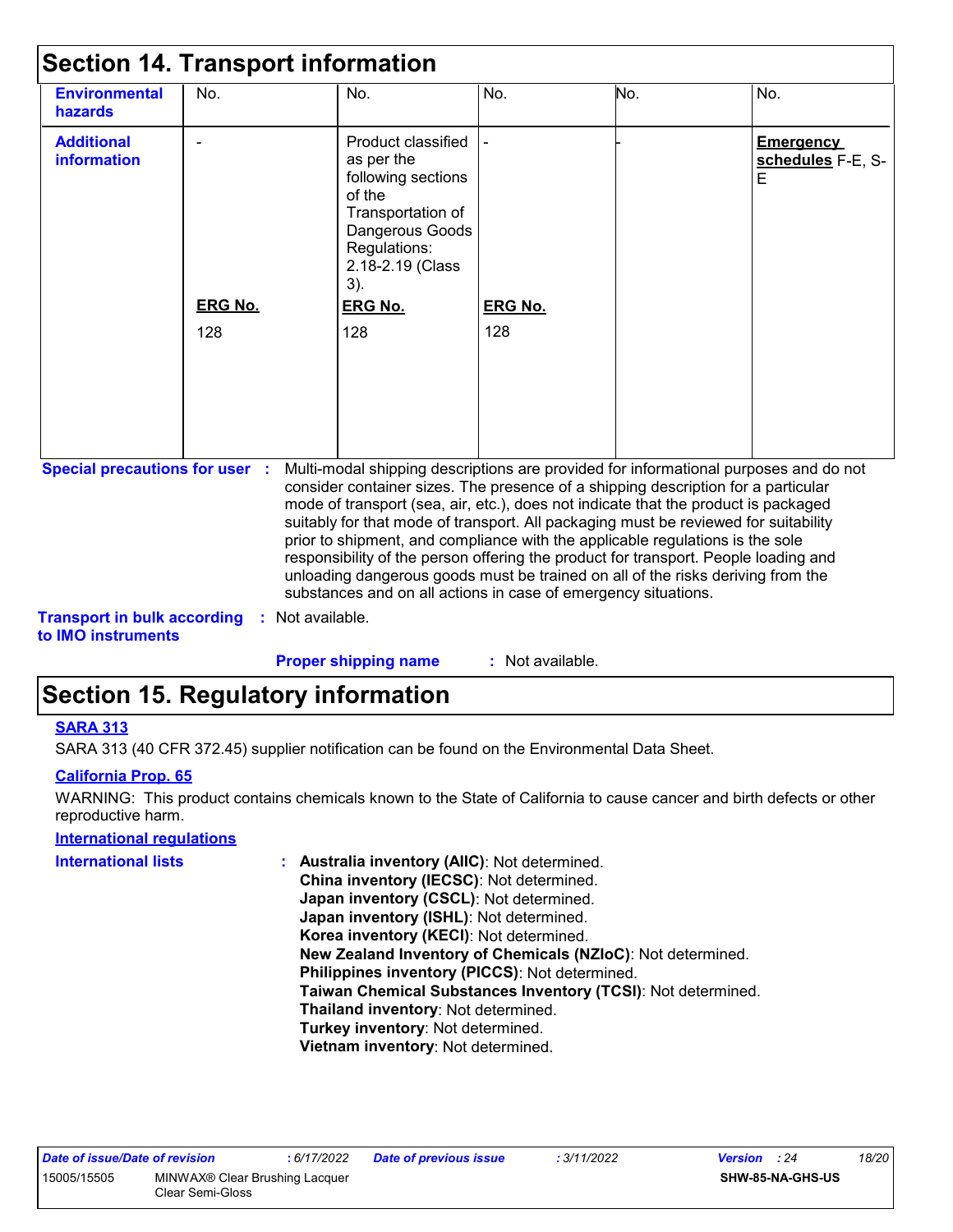# Section 14. Transport information

| | | | | | |
|---|---|---|---|---|---|
| **Environmental hazards** | No. | No. | No. | No. | No. |
| **Additional information** | -<br><br>**ERG No.**<br><br>128 | Product classified as per the following sections of the Transportation of Dangerous Goods Regulations: 2.18-2.19 (Class 3).<br><br>**ERG No.**<br><br>128 | -<br><br>**ERG No.**<br><br>128 | - | **Emergency schedules** F-E, S-E |

**Special precautions for user** : Multi-modal shipping descriptions are provided for informational purposes and do not consider container sizes. The presence of a shipping description for a particular mode of transport (sea, air, etc.), does not indicate that the product is packaged suitably for that mode of transport. All packaging must be reviewed for suitability prior to shipment, and compliance with the applicable regulations is the sole responsibility of the person offering the product for transport. People loading and unloading dangerous goods must be trained on all of the risks deriving from the substances and on all actions in case of emergency situations.

**Transport in bulk according to IMO instruments** : Not available.

**Proper shipping name** : Not available.

# Section 15. Regulatory information

**SARA 313**

SARA 313 (40 CFR 372.45) supplier notification can be found on the Environmental Data Sheet.

**California Prop. 65**

WARNING: This product contains chemicals known to the State of California to cause cancer and birth defects or other reproductive harm.

**International regulations**

**International lists** :
- **Australia inventory (AIIC)**: Not determined.
- **China inventory (IECSC)**: Not determined.
- **Japan inventory (CSCL)**: Not determined.
- **Japan inventory (ISHL)**: Not determined.
- **Korea inventory (KECI)**: Not determined.
- **New Zealand Inventory of Chemicals (NZIoC)**: Not determined.
- **Philippines inventory (PICCS)**: Not determined.
- **Taiwan Chemical Substances Inventory (TCSI)**: Not determined.
- **Thailand inventory**: Not determined.
- **Turkey inventory**: Not determined.
- **Vietnam inventory**: Not determined.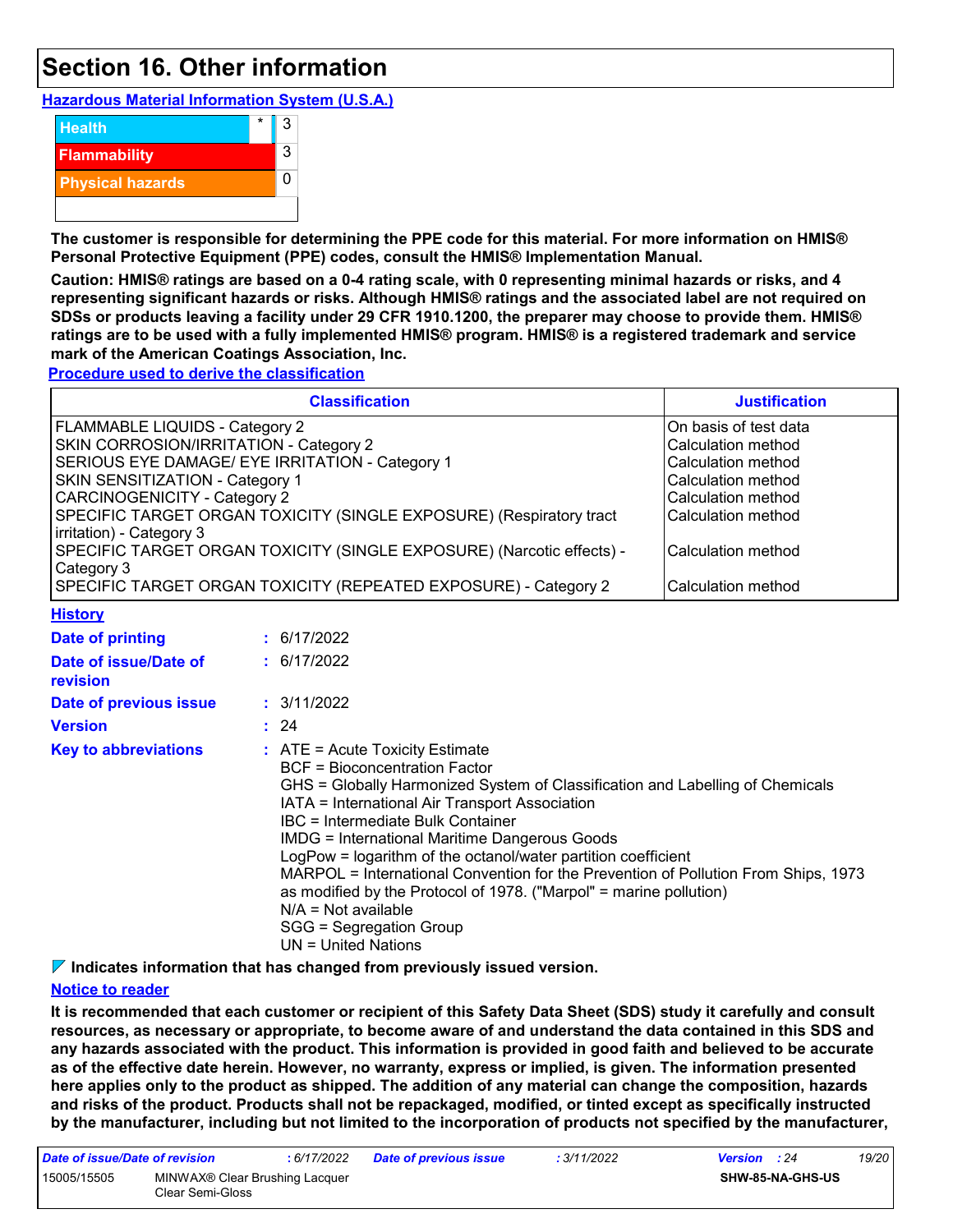## Section 16. Other information

**Hazardous Material Information System (U.S.A.)**

| | | |
|---|---|---|
| Health | * | 3 |
| Flammability | | 3 |
| Physical hazards | | 0 |

**The customer is responsible for determining the PPE code for this material. For more information on HMIS® Personal Protective Equipment (PPE) codes, consult the HMIS® Implementation Manual.**

**Caution: HMIS® ratings are based on a 0-4 rating scale, with 0 representing minimal hazards or risks, and 4 representing significant hazards or risks. Although HMIS® ratings and the associated label are not required on SDSs or products leaving a facility under 29 CFR 1910.1200, the preparer may choose to provide them. HMIS® ratings are to be used with a fully implemented HMIS® program. HMIS® is a registered trademark and service mark of the American Coatings Association, Inc.**

**Procedure used to derive the classification**

| Classification | Justification |
|---|---|
| FLAMMABLE LIQUIDS - Category 2 | On basis of test data |
| SKIN CORROSION/IRRITATION - Category 2 | Calculation method |
| SERIOUS EYE DAMAGE/ EYE IRRITATION - Category 1 | Calculation method |
| SKIN SENSITIZATION - Category 1 | Calculation method |
| CARCINOGENICITY - Category 2 | Calculation method |
| SPECIFIC TARGET ORGAN TOXICITY (SINGLE EXPOSURE) (Respiratory tract irritation) - Category 3 | Calculation method |
| SPECIFIC TARGET ORGAN TOXICITY (SINGLE EXPOSURE) (Narcotic effects) - Category 3 | Calculation method |
| SPECIFIC TARGET ORGAN TOXICITY (REPEATED EXPOSURE) - Category 2 | Calculation method |

**History**

**Date of printing** : 6/17/2022

**Date of issue/Date of revision** : 6/17/2022

**Date of previous issue** : 3/11/2022

**Version** : 24

**Key to abbreviations** :
ATE = Acute Toxicity Estimate
BCF = Bioconcentration Factor
GHS = Globally Harmonized System of Classification and Labelling of Chemicals
IATA = International Air Transport Association
IBC = Intermediate Bulk Container
IMDG = International Maritime Dangerous Goods
LogPow = logarithm of the octanol/water partition coefficient
MARPOL = International Convention for the Prevention of Pollution From Ships, 1973 as modified by the Protocol of 1978. ("Marpol" = marine pollution)
N/A = Not available
SGG = Segregation Group
UN = United Nations

**Indicates information that has changed from previously issued version.**

**Notice to reader**

**It is recommended that each customer or recipient of this Safety Data Sheet (SDS) study it carefully and consult resources, as necessary or appropriate, to become aware of and understand the data contained in this SDS and any hazards associated with the product. This information is provided in good faith and believed to be accurate as of the effective date herein. However, no warranty, express or implied, is given. The information presented here applies only to the product as shipped. The addition of any material can change the composition, hazards and risks of the product. Products shall not be repackaged, modified, or tinted except as specifically instructed by the manufacturer, including but not limited to the incorporation of products not specified by the manufacturer,**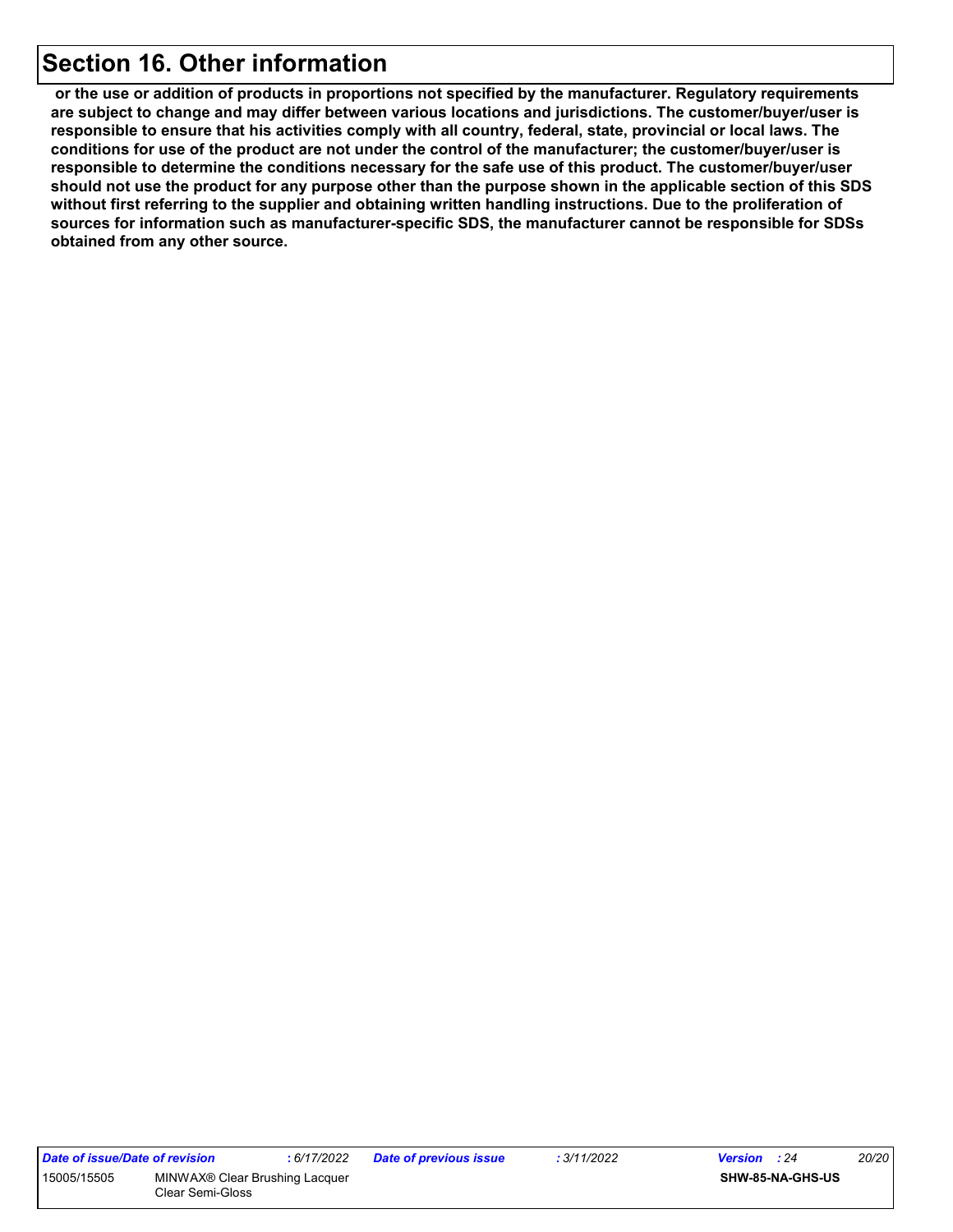## Section 16. Other information

**or the use or addition of products in proportions not specified by the manufacturer. Regulatory requirements are subject to change and may differ between various locations and jurisdictions. The customer/buyer/user is responsible to ensure that his activities comply with all country, federal, state, provincial or local laws. The conditions for use of the product are not under the control of the manufacturer; the customer/buyer/user is responsible to determine the conditions necessary for the safe use of this product. The customer/buyer/user should not use the product for any purpose other than the purpose shown in the applicable section of this SDS without first referring to the supplier and obtaining written handling instructions. Due to the proliferation of sources for information such as manufacturer-specific SDS, the manufacturer cannot be responsible for SDSs obtained from any other source.**